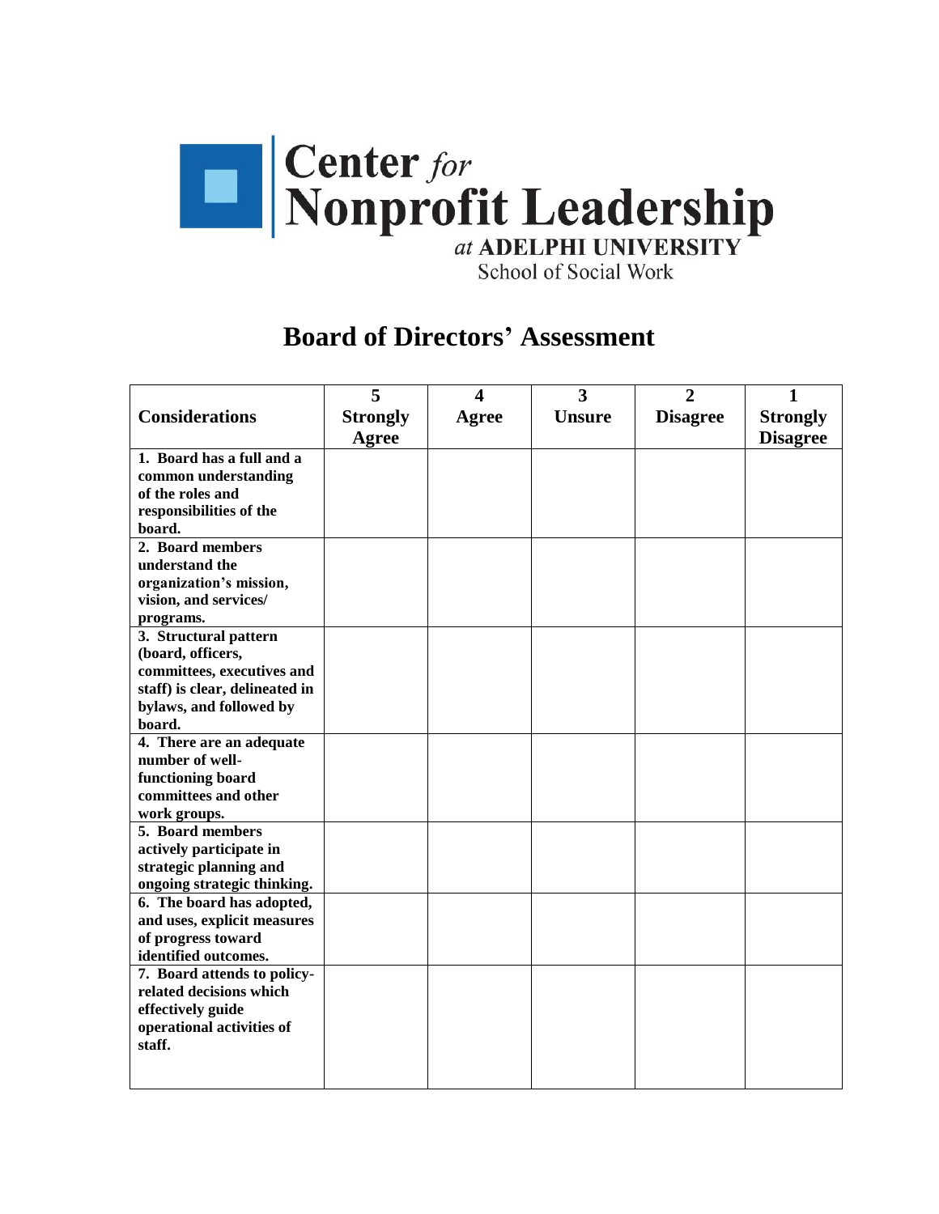Center *for* Nonprofit Leadership
*at* ADELPHI UNIVERSITY
School of Social Work

# Board of Directors' Assessment

| Considerations | 5 Strongly Agree | 4 Agree | 3 Unsure | 2 Disagree | 1 Strongly Disagree |
|---|---|---|---|---|---|
| **1. Board has a full and a common understanding of the roles and responsibilities of the board.** | | | | | |
| **2. Board members understand the organization's mission, vision, and services/ programs.** | | | | | |
| **3. Structural pattern (board, officers, committees, executives and staff) is clear, delineated in bylaws, and followed by board.** | | | | | |
| **4. There are an adequate number of well-functioning board committees and other work groups.** | | | | | |
| **5. Board members actively participate in strategic planning and ongoing strategic thinking.** | | | | | |
| **6. The board has adopted, and uses, explicit measures of progress toward identified outcomes.** | | | | | |
| **7. Board attends to policy-related decisions which effectively guide operational activities of staff.** | | | | | |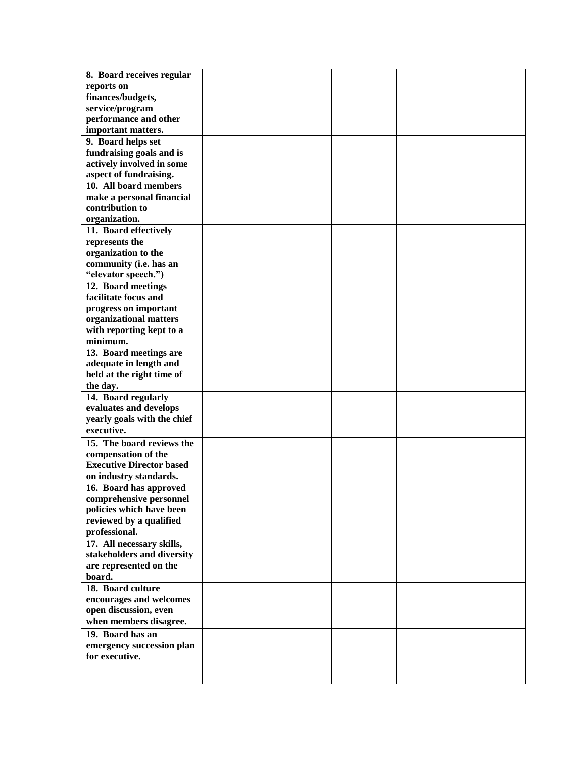| | | | | | |
|---|---|---|---|---|---|
| **8. Board receives regular reports on finances/budgets, service/program performance and other important matters.** | | | | | |
| **9. Board helps set fundraising goals and is actively involved in some aspect of fundraising.** | | | | | |
| **10. All board members make a personal financial contribution to organization.** | | | | | |
| **11. Board effectively represents the organization to the community (i.e. has an "elevator speech.")** | | | | | |
| **12. Board meetings facilitate focus and progress on important organizational matters with reporting kept to a minimum.** | | | | | |
| **13. Board meetings are adequate in length and held at the right time of the day.** | | | | | |
| **14. Board regularly evaluates and develops yearly goals with the chief executive.** | | | | | |
| **15. The board reviews the compensation of the Executive Director based on industry standards.** | | | | | |
| **16. Board has approved comprehensive personnel policies which have been reviewed by a qualified professional.** | | | | | |
| **17. All necessary skills, stakeholders and diversity are represented on the board.** | | | | | |
| **18. Board culture encourages and welcomes open discussion, even when members disagree.** | | | | | |
| **19. Board has an emergency succession plan for executive.** | | | | | |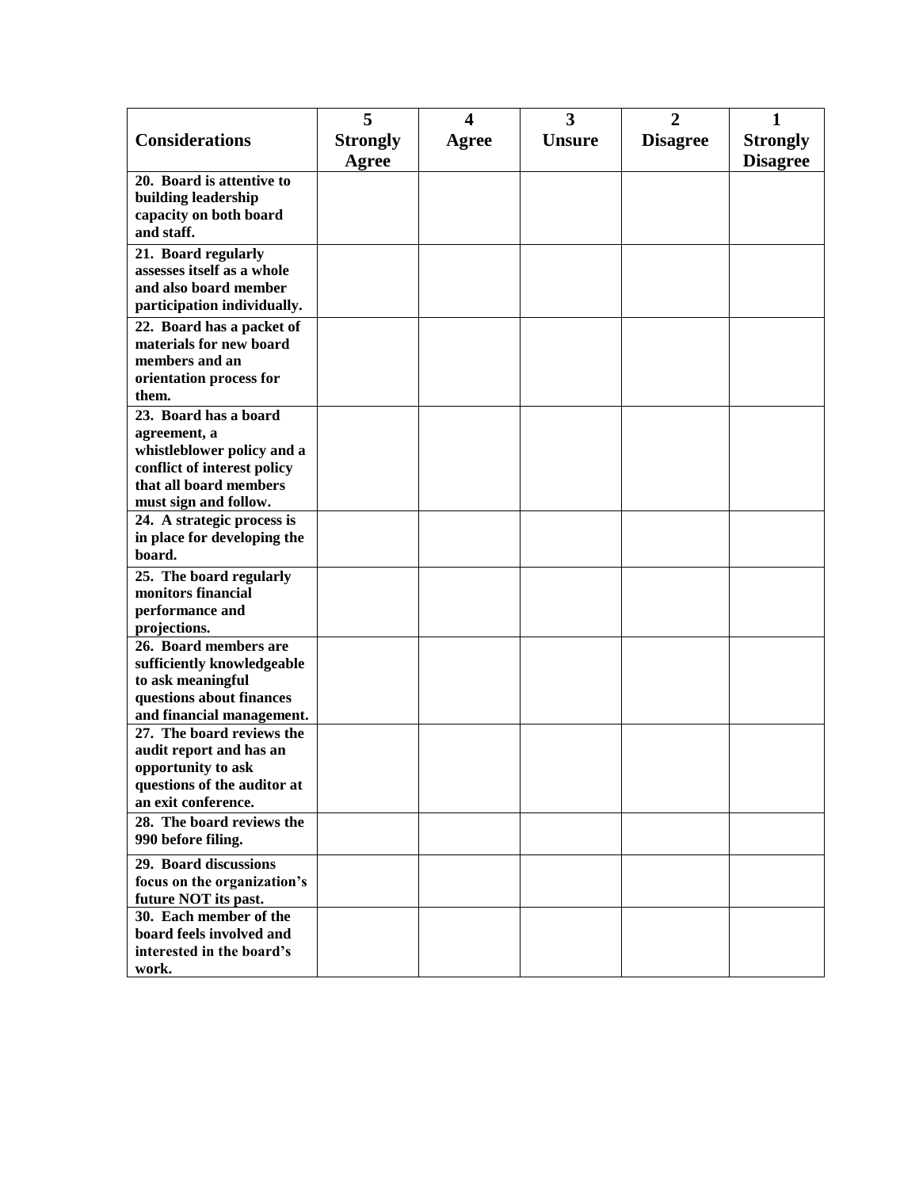| Considerations | 5 Strongly Agree | 4 Agree | 3 Unsure | 2 Disagree | 1 Strongly Disagree |
|---|---|---|---|---|---|
| **20. Board is attentive to building leadership capacity on both board and staff.** | | | | | |
| **21. Board regularly assesses itself as a whole and also board member participation individually.** | | | | | |
| **22. Board has a packet of materials for new board members and an orientation process for them.** | | | | | |
| **23. Board has a board agreement, a whistleblower policy and a conflict of interest policy that all board members must sign and follow.** | | | | | |
| **24. A strategic process is in place for developing the board.** | | | | | |
| **25. The board regularly monitors financial performance and projections.** | | | | | |
| **26. Board members are sufficiently knowledgeable to ask meaningful questions about finances and financial management.** | | | | | |
| **27. The board reviews the audit report and has an opportunity to ask questions of the auditor at an exit conference.** | | | | | |
| **28. The board reviews the 990 before filing.** | | | | | |
| **29. Board discussions focus on the organization's future NOT its past.** | | | | | |
| **30. Each member of the board feels involved and interested in the board's work.** | | | | | |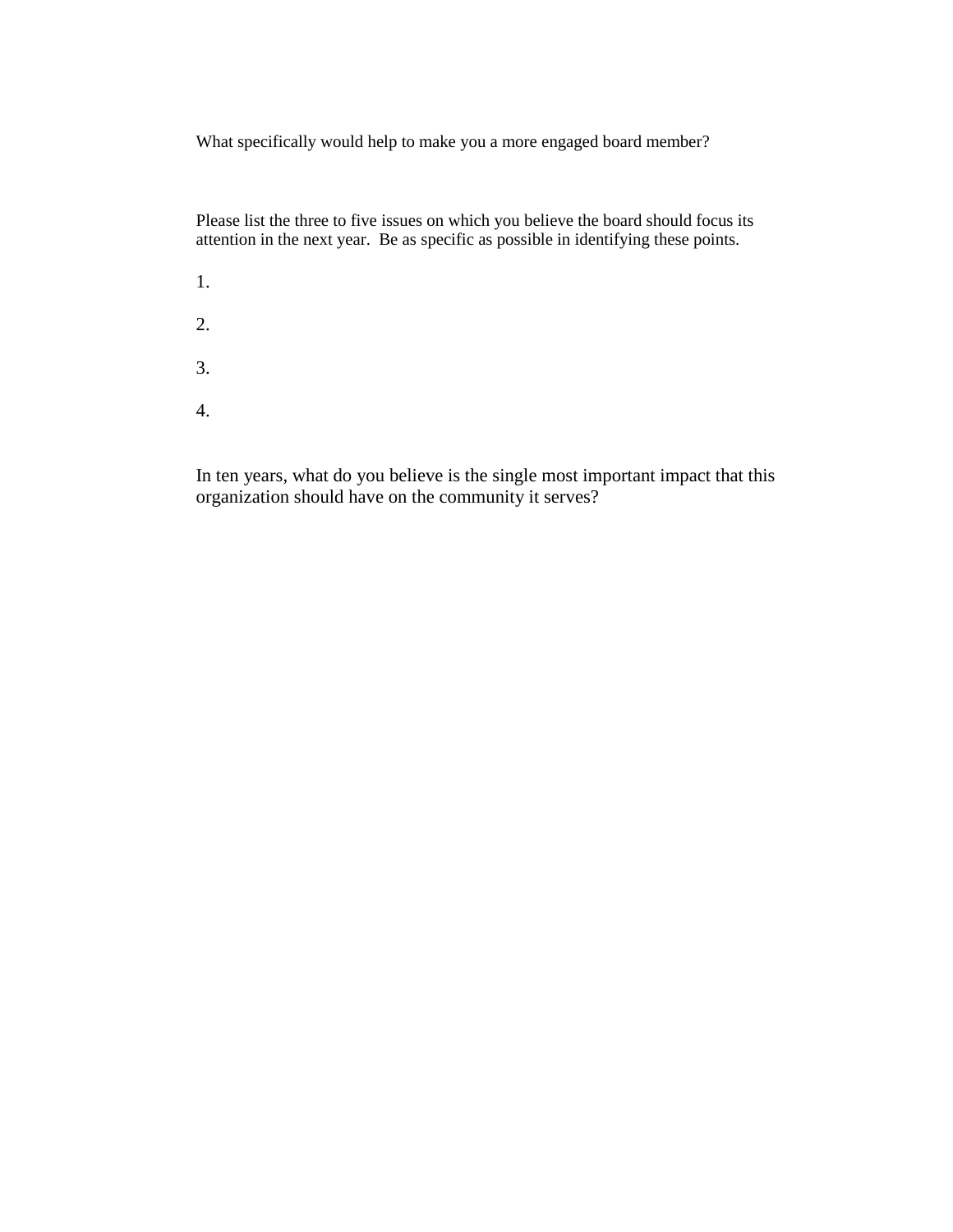What specifically would help to make you a more engaged board member?

Please list the three to five issues on which you believe the board should focus its attention in the next year. Be as specific as possible in identifying these points.

1.

2.

3.

4.

In ten years, what do you believe is the single most important impact that this organization should have on the community it serves?